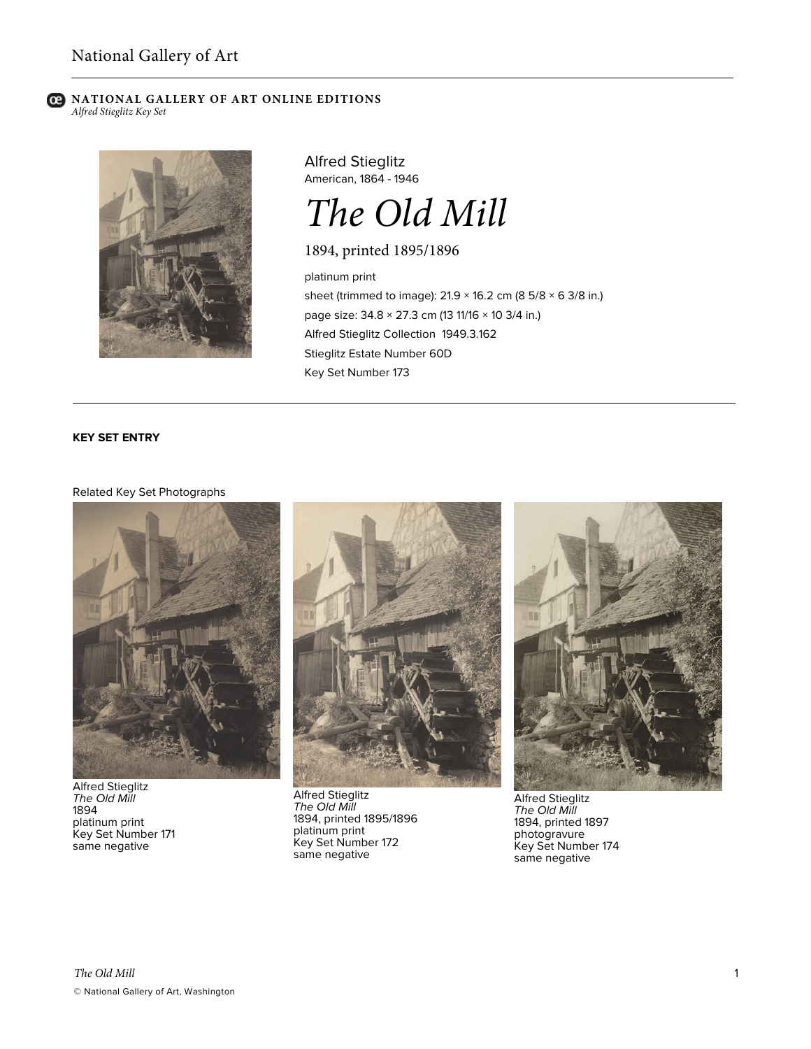National Gallery of Art

**NATIONAL GALLERY OF ART ONLINE EDITIONS**
*Alfred Stieglitz Key Set*

Alfred Stieglitz
American, 1864 - 1946

# *The Old Mill*

1894, printed 1895/1896

platinum print
sheet (trimmed to image): 21.9 × 16.2 cm (8 5/8 × 6 3/8 in.)
page size: 34.8 × 27.3 cm (13 11/16 × 10 3/4 in.)
Alfred Stieglitz Collection 1949.3.162
Stieglitz Estate Number 60D
Key Set Number 173

**KEY SET ENTRY**

Related Key Set Photographs

Alfred Stieglitz
*The Old Mill*
1894
platinum print
Key Set Number 171
same negative

Alfred Stieglitz
*The Old Mill*
1894, printed 1895/1896
platinum print
Key Set Number 172
same negative

Alfred Stieglitz
*The Old Mill*
1894, printed 1897
photogravure
Key Set Number 174
same negative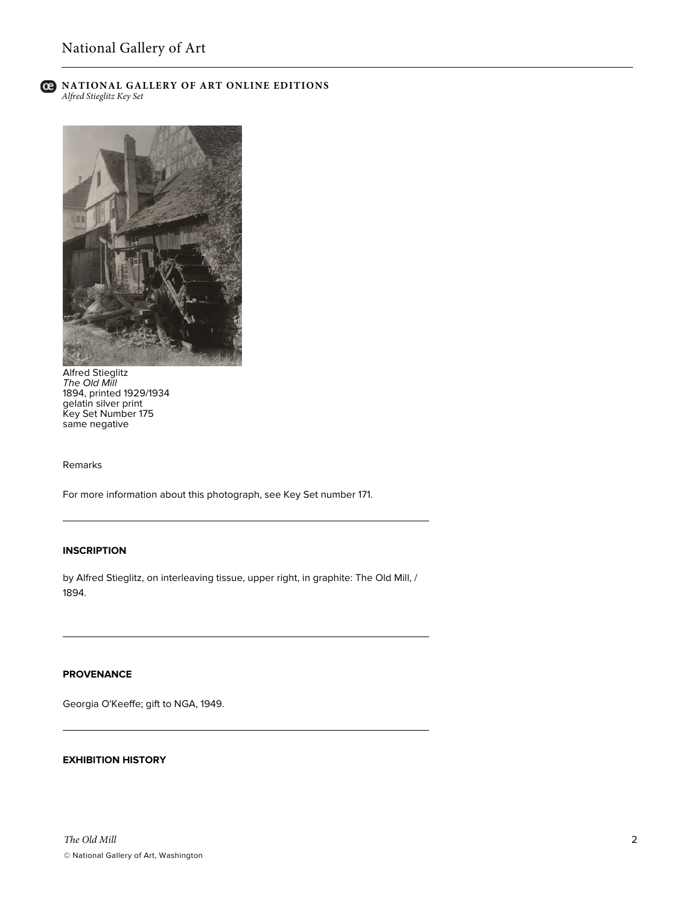Alfred Stieglitz
*The Old Mill*
1894, printed 1929/1934
gelatin silver print
Key Set Number 175
same negative

Remarks

For more information about this photograph, see Key Set number 171.

## INSCRIPTION

by Alfred Stieglitz, on interleaving tissue, upper right, in graphite: The Old Mill, / 1894.

## PROVENANCE

Georgia O'Keeffe; gift to NGA, 1949.

## EXHIBITION HISTORY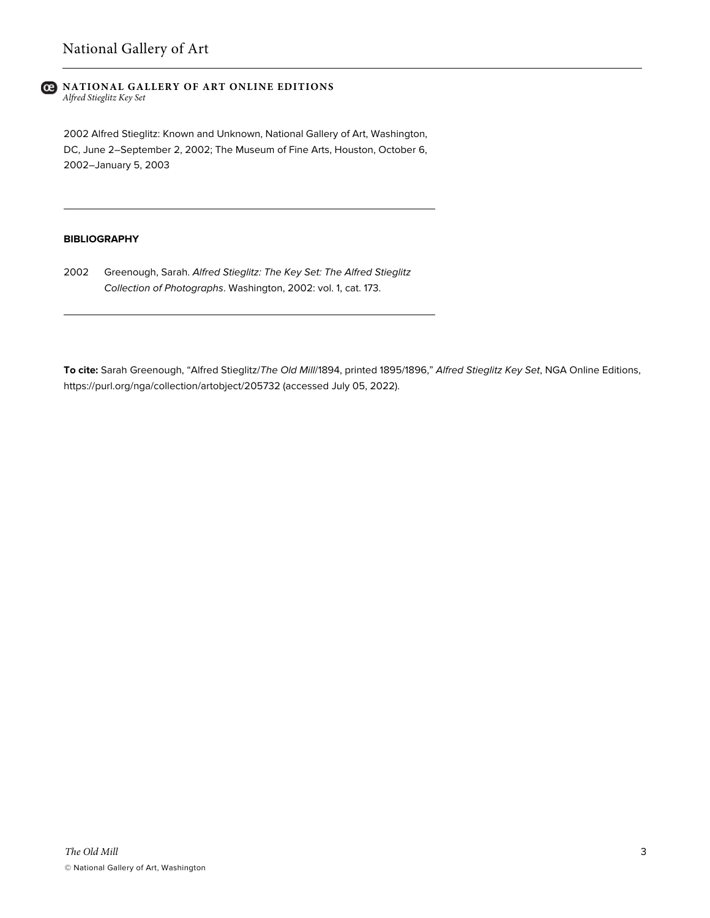2002 Alfred Stieglitz: Known and Unknown, National Gallery of Art, Washington, DC, June 2–September 2, 2002; The Museum of Fine Arts, Houston, October 6, 2002–January 5, 2003

---

**BIBLIOGRAPHY**

2002 Greenough, Sarah. *Alfred Stieglitz: The Key Set: The Alfred Stieglitz Collection of Photographs*. Washington, 2002: vol. 1, cat. 173.

---

**To cite:** Sarah Greenough, "Alfred Stieglitz/*The Old Mill*/1894, printed 1895/1896," *Alfred Stieglitz Key Set*, NGA Online Editions, https://purl.org/nga/collection/artobject/205732 (accessed July 05, 2022).